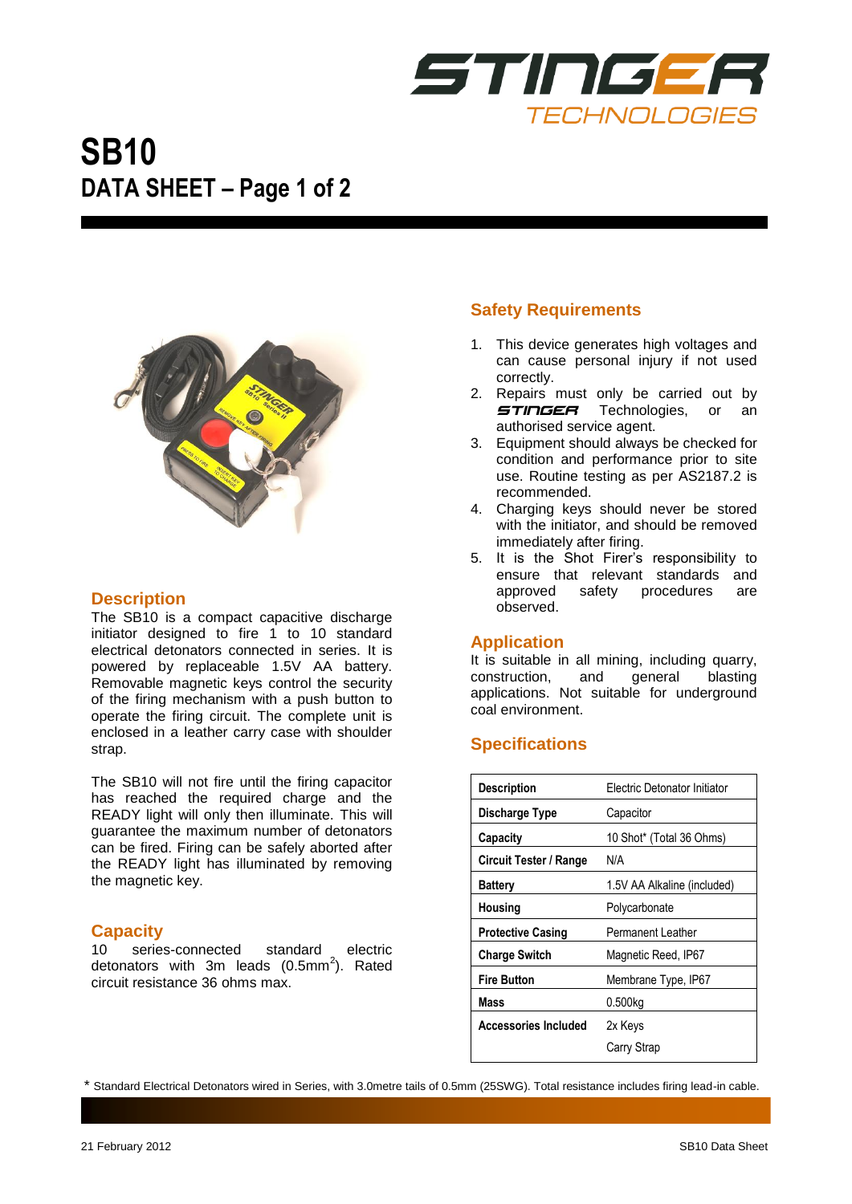# SB10

## DATA SHEET – Page 1 of 2

## Description

The SB10 is a compact capacitive discharge initiator designed to fire 1 to 10 standard electrical detonators connected in series. It is powered by replaceable 1.5V AA battery. Removable magnetic keys control the security of the firing mechanism with a push button to operate the firing circuit. The complete unit is enclosed in a leather carry case with shoulder strap.

The SB10 will not fire until the firing capacitor has reached the required charge and the READY light will only then illuminate. This will guarantee the maximum number of detonators can be fired. Firing can be safely aborted after the READY light has illuminated by removing the magnetic key.

## Capacity

10 series-connected standard electric detonators with 3m leads (0.5mm$^2$). Rated circuit resistance 36 ohms max.

## Safety Requirements

1. This device generates high voltages and can cause personal injury if not used correctly.
2. Repairs must only be carried out by STINGER Technologies, or an authorised service agent.
3. Equipment should always be checked for condition and performance prior to site use. Routine testing as per AS2187.2 is recommended.
4. Charging keys should never be stored with the initiator, and should be removed immediately after firing.
5. It is the Shot Firer's responsibility to ensure that relevant standards and approved safety procedures are observed.

## Application

It is suitable in all mining, including quarry, construction, and general blasting applications. Not suitable for underground coal environment.

## Specifications

| | |
|---|---|
| **Description** | Electric Detonator Initiator |
| **Discharge Type** | Capacitor |
| **Capacity** | 10 Shot* (Total 36 Ohms) |
| **Circuit Tester / Range** | N/A |
| **Battery** | 1.5V AA Alkaline (included) |
| **Housing** | Polycarbonate |
| **Protective Casing** | Permanent Leather |
| **Charge Switch** | Magnetic Reed, IP67 |
| **Fire Button** | Membrane Type, IP67 |
| **Mass** | 0.500kg |
| **Accessories Included** | 2x Keys<br>Carry Strap |

* Standard Electrical Detonators wired in Series, with 3.0metre tails of 0.5mm (25SWG). Total resistance includes firing lead-in cable.

21 February 2012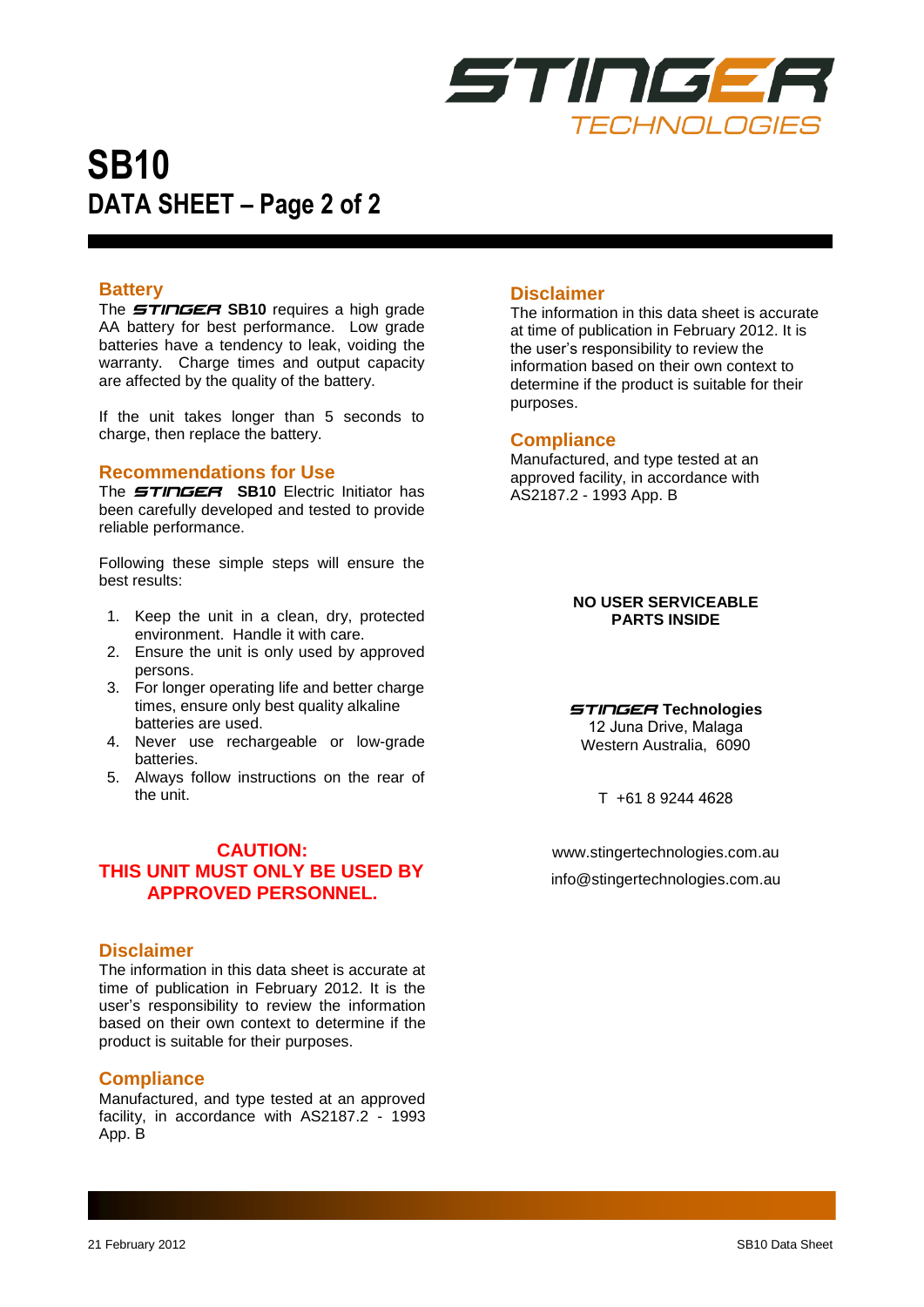STINGER TECHNOLOGIES

# SB10

## DATA SHEET – Page 2 of 2

### Battery

The STINGER **SB10** requires a high grade AA battery for best performance. Low grade batteries have a tendency to leak, voiding the warranty. Charge times and output capacity are affected by the quality of the battery.

If the unit takes longer than 5 seconds to charge, then replace the battery.

### Recommendations for Use

The STINGER **SB10** Electric Initiator has been carefully developed and tested to provide reliable performance.

Following these simple steps will ensure the best results:

1. Keep the unit in a clean, dry, protected environment. Handle it with care.
2. Ensure the unit is only used by approved persons.
3. For longer operating life and better charge times, ensure only best quality alkaline batteries are used.
4. Never use rechargeable or low-grade batteries.
5. Always follow instructions on the rear of the unit.

**CAUTION:
THIS UNIT MUST ONLY BE USED BY APPROVED PERSONNEL.**

### Disclaimer

The information in this data sheet is accurate at time of publication in February 2012. It is the user's responsibility to review the information based on their own context to determine if the product is suitable for their purposes.

### Compliance

Manufactured, and type tested at an approved facility, in accordance with AS2187.2 - 1993 App. B

### Disclaimer

The information in this data sheet is accurate at time of publication in February 2012. It is the user's responsibility to review the information based on their own context to determine if the product is suitable for their purposes.

### Compliance

Manufactured, and type tested at an approved facility, in accordance with AS2187.2 - 1993 App. B

**NO USER SERVICEABLE PARTS INSIDE**

**STINGER Technologies**
12 Juna Drive, Malaga
Western Australia, 6090

T +61 8 9244 4628

www.stingertechnologies.com.au
info@stingertechnologies.com.au

21 February 2012 SB10 Data Sheet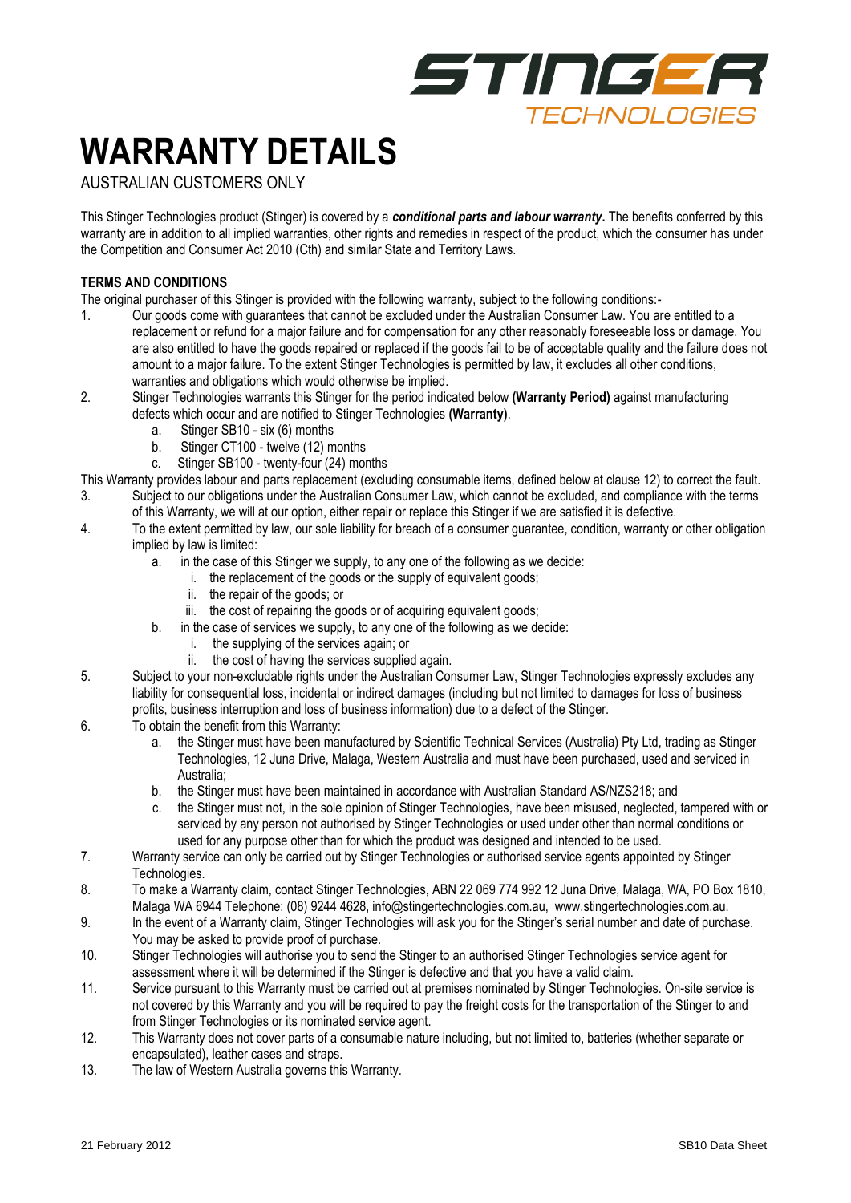# WARRANTY DETAILS

AUSTRALIAN CUSTOMERS ONLY

This Stinger Technologies product (Stinger) is covered by a ***conditional parts and labour warranty***. The benefits conferred by this warranty are in addition to all implied warranties, other rights and remedies in respect of the product, which the consumer has under the Competition and Consumer Act 2010 (Cth) and similar State and Territory Laws.

**TERMS AND CONDITIONS**

The original purchaser of this Stinger is provided with the following warranty, subject to the following conditions:-

1. Our goods come with guarantees that cannot be excluded under the Australian Consumer Law. You are entitled to a replacement or refund for a major failure and for compensation for any other reasonably foreseeable loss or damage. You are also entitled to have the goods repaired or replaced if the goods fail to be of acceptable quality and the failure does not amount to a major failure. To the extent Stinger Technologies is permitted by law, it excludes all other conditions, warranties and obligations which would otherwise be implied.
2. Stinger Technologies warrants this Stinger for the period indicated below **(Warranty Period)** against manufacturing defects which occur and are notified to Stinger Technologies **(Warranty)**.
   a. Stinger SB10 - six (6) months
   b. Stinger CT100 - twelve (12) months
   c. Stinger SB100 - twenty-four (24) months

This Warranty provides labour and parts replacement (excluding consumable items, defined below at clause 12) to correct the fault.

3. Subject to our obligations under the Australian Consumer Law, which cannot be excluded, and compliance with the terms of this Warranty, we will at our option, either repair or replace this Stinger if we are satisfied it is defective.
4. To the extent permitted by law, our sole liability for breach of a consumer guarantee, condition, warranty or other obligation implied by law is limited:
   a. in the case of this Stinger we supply, to any one of the following as we decide:
      i. the replacement of the goods or the supply of equivalent goods;
      ii. the repair of the goods; or
      iii. the cost of repairing the goods or of acquiring equivalent goods;
   b. in the case of services we supply, to any one of the following as we decide:
      i. the supplying of the services again; or
      ii. the cost of having the services supplied again.
5. Subject to your non-excludable rights under the Australian Consumer Law, Stinger Technologies expressly excludes any liability for consequential loss, incidental or indirect damages (including but not limited to damages for loss of business profits, business interruption and loss of business information) due to a defect of the Stinger.
6. To obtain the benefit from this Warranty:
   a. the Stinger must have been manufactured by Scientific Technical Services (Australia) Pty Ltd, trading as Stinger Technologies, 12 Juna Drive, Malaga, Western Australia and must have been purchased, used and serviced in Australia;
   b. the Stinger must have been maintained in accordance with Australian Standard AS/NZS218; and
   c. the Stinger must not, in the sole opinion of Stinger Technologies, have been misused, neglected, tampered with or serviced by any person not authorised by Stinger Technologies or used under other than normal conditions or used for any purpose other than for which the product was designed and intended to be used.
7. Warranty service can only be carried out by Stinger Technologies or authorised service agents appointed by Stinger Technologies.
8. To make a Warranty claim, contact Stinger Technologies, ABN 22 069 774 992 12 Juna Drive, Malaga, WA, PO Box 1810, Malaga WA 6944 Telephone: (08) 9244 4628, info@stingertechnologies.com.au, www.stingertechnologies.com.au.
9. In the event of a Warranty claim, Stinger Technologies will ask you for the Stinger's serial number and date of purchase. You may be asked to provide proof of purchase.
10. Stinger Technologies will authorise you to send the Stinger to an authorised Stinger Technologies service agent for assessment where it will be determined if the Stinger is defective and that you have a valid claim.
11. Service pursuant to this Warranty must be carried out at premises nominated by Stinger Technologies. On-site service is not covered by this Warranty and you will be required to pay the freight costs for the transportation of the Stinger to and from Stinger Technologies or its nominated service agent.
12. This Warranty does not cover parts of a consumable nature including, but not limited to, batteries (whether separate or encapsulated), leather cases and straps.
13. The law of Western Australia governs this Warranty.